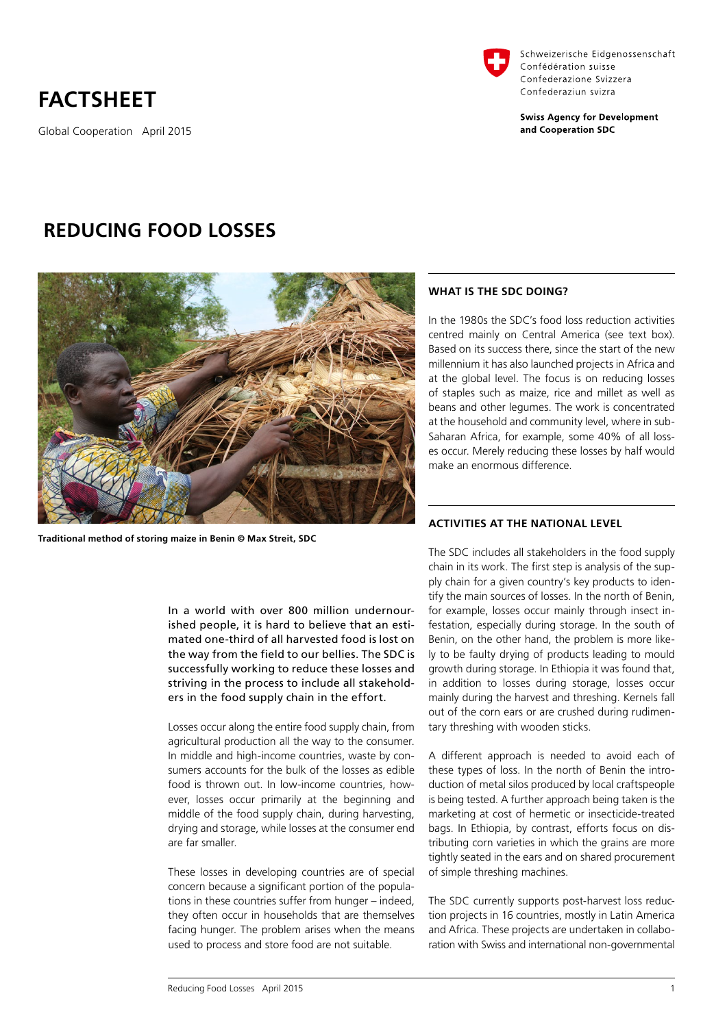Schweizerische Eidgenossenschaft
Confédération suisse
Confederazione Svizzera
Confederaziun svizra

**Swiss Agency for Development and Cooperation SDC**

# FACTSHEET

Global Cooperation April 2015

# REDUCING FOOD LOSSES

**Traditional method of storing maize in Benin © Max Streit, SDC**

In a world with over 800 million undernourished people, it is hard to believe that an estimated one-third of all harvested food is lost on the way from the field to our bellies. The SDC is successfully working to reduce these losses and striving in the process to include all stakeholders in the food supply chain in the effort.

Losses occur along the entire food supply chain, from agricultural production all the way to the consumer. In middle and high-income countries, waste by consumers accounts for the bulk of the losses as edible food is thrown out. In low-income countries, however, losses occur primarily at the beginning and middle of the food supply chain, during harvesting, drying and storage, while losses at the consumer end are far smaller.

These losses in developing countries are of special concern because a significant portion of the populations in these countries suffer from hunger – indeed, they often occur in households that are themselves facing hunger. The problem arises when the means used to process and store food are not suitable.

## WHAT IS THE SDC DOING?

In the 1980s the SDC's food loss reduction activities centred mainly on Central America (see text box). Based on its success there, since the start of the new millennium it has also launched projects in Africa and at the global level. The focus is on reducing losses of staples such as maize, rice and millet as well as beans and other legumes. The work is concentrated at the household and community level, where in sub-Saharan Africa, for example, some 40% of all losses occur. Merely reducing these losses by half would make an enormous difference.

## ACTIVITIES AT THE NATIONAL LEVEL

The SDC includes all stakeholders in the food supply chain in its work. The first step is analysis of the supply chain for a given country's key products to identify the main sources of losses. In the north of Benin, for example, losses occur mainly through insect infestation, especially during storage. In the south of Benin, on the other hand, the problem is more likely to be faulty drying of products leading to mould growth during storage. In Ethiopia it was found that, in addition to losses during storage, losses occur mainly during the harvest and threshing. Kernels fall out of the corn ears or are crushed during rudimentary threshing with wooden sticks.

A different approach is needed to avoid each of these types of loss. In the north of Benin the introduction of metal silos produced by local craftspeople is being tested. A further approach being taken is the marketing at cost of hermetic or insecticide-treated bags. In Ethiopia, by contrast, efforts focus on distributing corn varieties in which the grains are more tightly seated in the ears and on shared procurement of simple threshing machines.

The SDC currently supports post-harvest loss reduction projects in 16 countries, mostly in Latin America and Africa. These projects are undertaken in collaboration with Swiss and international non-governmental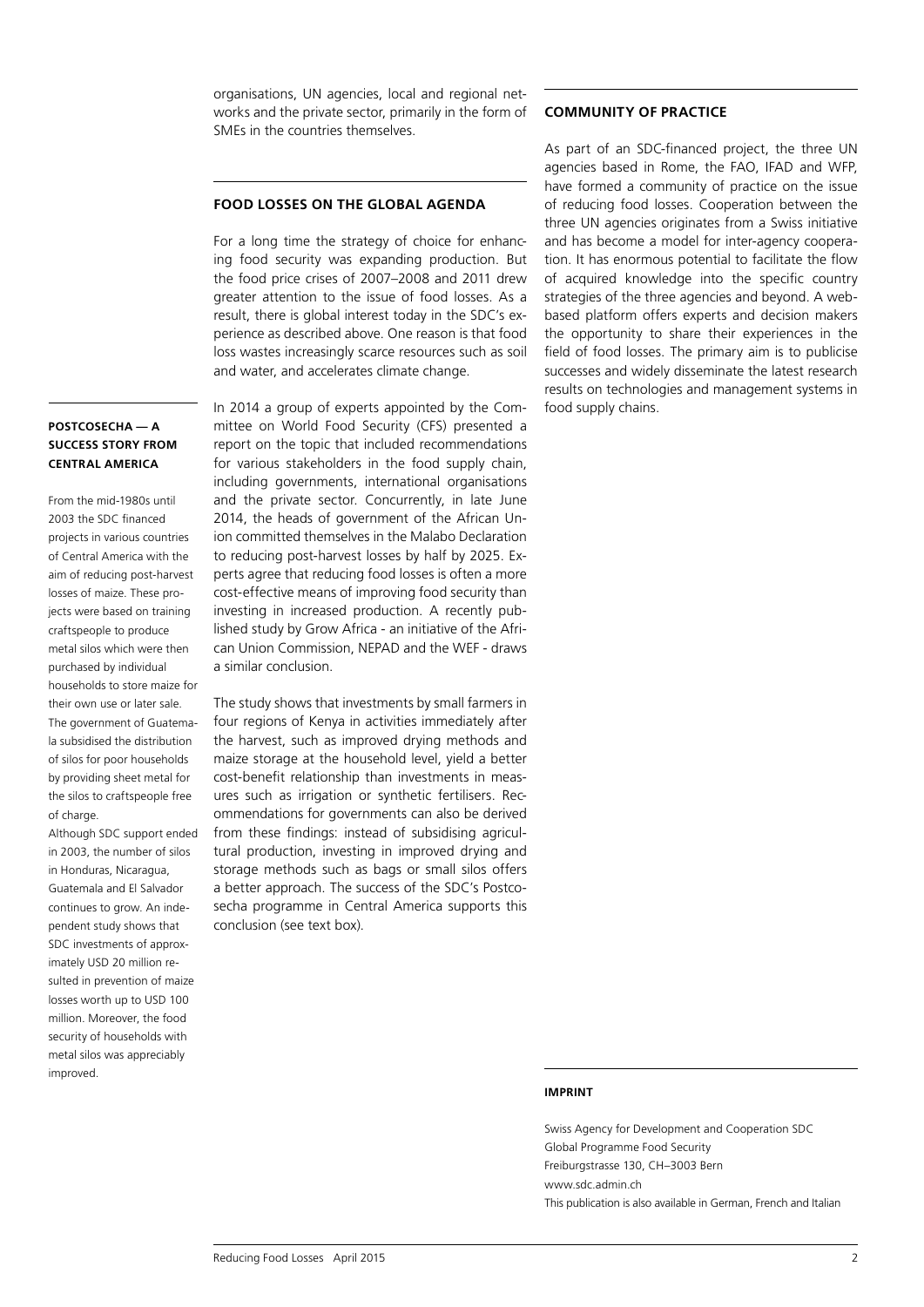organisations, UN agencies, local and regional networks and the private sector, primarily in the form of SMEs in the countries themselves.

## FOOD LOSSES ON THE GLOBAL AGENDA

For a long time the strategy of choice for enhancing food security was expanding production. But the food price crises of 2007–2008 and 2011 drew greater attention to the issue of food losses. As a result, there is global interest today in the SDC's experience as described above. One reason is that food loss wastes increasingly scarce resources such as soil and water, and accelerates climate change.

In 2014 a group of experts appointed by the Committee on World Food Security (CFS) presented a report on the topic that included recommendations for various stakeholders in the food supply chain, including governments, international organisations and the private sector. Concurrently, in late June 2014, the heads of government of the African Union committed themselves in the Malabo Declaration to reducing post-harvest losses by half by 2025. Experts agree that reducing food losses is often a more cost-effective means of improving food security than investing in increased production. A recently published study by Grow Africa - an initiative of the African Union Commission, NEPAD and the WEF - draws a similar conclusion.

The study shows that investments by small farmers in four regions of Kenya in activities immediately after the harvest, such as improved drying methods and maize storage at the household level, yield a better cost-benefit relationship than investments in measures such as irrigation or synthetic fertilisers. Recommendations for governments can also be derived from these findings: instead of subsidising agricultural production, investing in improved drying and storage methods such as bags or small silos offers a better approach. The success of the SDC's Postcosecha programme in Central America supports this conclusion (see text box).

### POSTCOSECHA — A SUCCESS STORY FROM CENTRAL AMERICA

From the mid-1980s until 2003 the SDC financed projects in various countries of Central America with the aim of reducing post-harvest losses of maize. These projects were based on training craftspeople to produce metal silos which were then purchased by individual households to store maize for their own use or later sale. The government of Guatemala subsidised the distribution of silos for poor households by providing sheet metal for the silos to craftspeople free of charge.

Although SDC support ended in 2003, the number of silos in Honduras, Nicaragua, Guatemala and El Salvador continues to grow. An independent study shows that SDC investments of approximately USD 20 million resulted in prevention of maize losses worth up to USD 100 million. Moreover, the food security of households with metal silos was appreciably improved.

## COMMUNITY OF PRACTICE

As part of an SDC-financed project, the three UN agencies based in Rome, the FAO, IFAD and WFP, have formed a community of practice on the issue of reducing food losses. Cooperation between the three UN agencies originates from a Swiss initiative and has become a model for inter-agency cooperation. It has enormous potential to facilitate the flow of acquired knowledge into the specific country strategies of the three agencies and beyond. A web-based platform offers experts and decision makers the opportunity to share their experiences in the field of food losses. The primary aim is to publicise successes and widely disseminate the latest research results on technologies and management systems in food supply chains.

### IMPRINT

Swiss Agency for Development and Cooperation SDC
Global Programme Food Security
Freiburgstrasse 130, CH–3003 Bern
www.sdc.admin.ch
This publication is also available in German, French and Italian